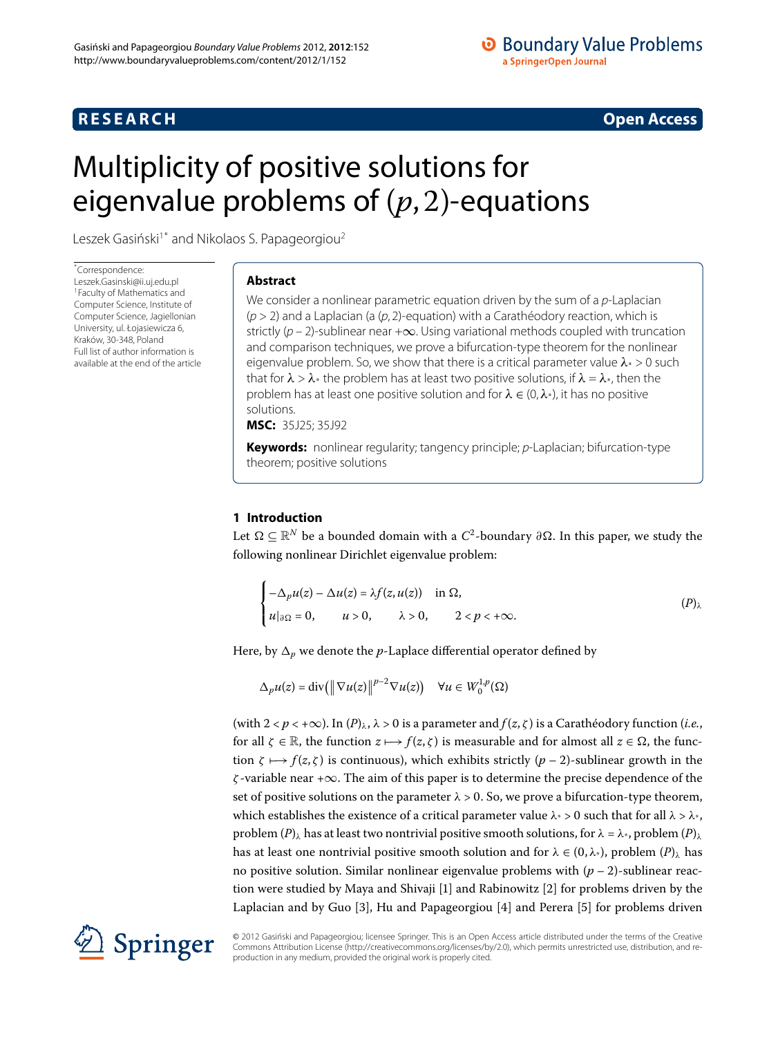**RESEARCH** **Open Access**

# Multiplicity of positive solutions for eigenvalue problems of $(p,2)$-equations

Leszek Gasiński[1*] and Nikolaos S. Papageorgiou[2]

*Correspondence: Leszek.Gasinski@ii.uj.edu.pl
[1]Faculty of Mathematics and Computer Science, Institute of Computer Science, Jagiellonian University, ul. Łojasiewicza 6, Kraków, 30-348, Poland
Full list of author information is available at the end of the article

## Abstract

We consider a nonlinear parametric equation driven by the sum of a $p$-Laplacian ($p > 2$) and a Laplacian (a $(p,2)$-equation) with a Carathéodory reaction, which is strictly $(p-2)$-sublinear near $+\infty$. Using variational methods coupled with truncation and comparison techniques, we prove a bifurcation-type theorem for the nonlinear eigenvalue problem. So, we show that there is a critical parameter value $\lambda_* > 0$ such that for $\lambda > \lambda_*$ the problem has at least two positive solutions, if $\lambda = \lambda_*$, then the problem has at least one positive solution and for $\lambda \in (0, \lambda_*)$, it has no positive solutions.

**MSC:** 35J25; 35J92

**Keywords:** nonlinear regularity; tangency principle; $p$-Laplacian; bifurcation-type theorem; positive solutions

## 1 Introduction

Let $\Omega \subseteq \mathbb{R}^N$ be a bounded domain with a $C^2$-boundary $\partial\Omega$. In this paper, we study the following nonlinear Dirichlet eigenvalue problem:

$$\begin{cases} -\Delta_p u(z) - \Delta u(z) = \lambda f(z, u(z)) & \text{in } \Omega, \\ u|_{\partial\Omega} = 0, \qquad u > 0, \qquad \lambda > 0, \qquad 2 < p < +\infty. \end{cases} \tag{$(P)_\lambda$}$$

Here, by $\Delta_p$ we denote the $p$-Laplace differential operator defined by

$$\Delta_p u(z) = \operatorname{div}\left(\|\nabla u(z)\|^{p-2}\nabla u(z)\right) \quad \forall u \in W_0^{1,p}(\Omega)$$

(with $2 < p < +\infty$). In $(P)_\lambda$, $\lambda > 0$ is a parameter and $f(z,\zeta)$ is a Carathéodory function (*i.e.*, for all $\zeta \in \mathbb{R}$, the function $z \longmapsto f(z,\zeta)$ is measurable and for almost all $z \in \Omega$, the function $\zeta \longmapsto f(z,\zeta)$ is continuous), which exhibits strictly $(p-2)$-sublinear growth in the $\zeta$-variable near $+\infty$. The aim of this paper is to determine the precise dependence of the set of positive solutions on the parameter $\lambda > 0$. So, we prove a bifurcation-type theorem, which establishes the existence of a critical parameter value $\lambda_* > 0$ such that for all $\lambda > \lambda_*$, problem $(P)_\lambda$ has at least two nontrivial positive smooth solutions, for $\lambda = \lambda_*$, problem $(P)_\lambda$ has at least one nontrivial positive smooth solution and for $\lambda \in (0, \lambda_*)$, problem $(P)_\lambda$ has no positive solution. Similar nonlinear eigenvalue problems with $(p-2)$-sublinear reaction were studied by Maya and Shivaji [1] and Rabinowitz [2] for problems driven by the Laplacian and by Guo [3], Hu and Papageorgiou [4] and Perera [5] for problems driven

© 2012 Gasiński and Papageorgiou; licensee Springer. This is an Open Access article distributed under the terms of the Creative Commons Attribution License (http://creativecommons.org/licenses/by/2.0), which permits unrestricted use, distribution, and reproduction in any medium, provided the original work is properly cited.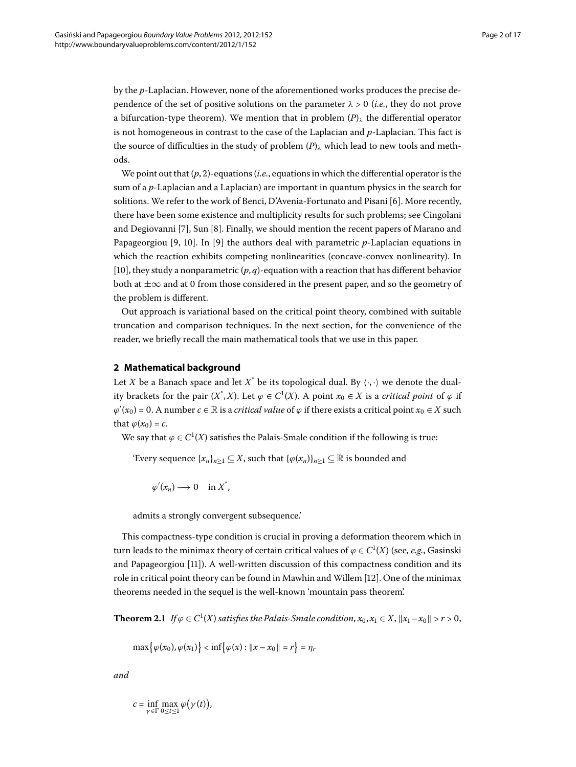by the $p$-Laplacian. However, none of the aforementioned works produces the precise dependence of the set of positive solutions on the parameter $\lambda > 0$ (*i.e.*, they do not prove a bifurcation-type theorem). We mention that in problem $(P)_\lambda$ the differential operator is not homogeneous in contrast to the case of the Laplacian and $p$-Laplacian. This fact is the source of difficulties in the study of problem $(P)_\lambda$ which lead to new tools and methods.

We point out that $(p,2)$-equations (*i.e.*, equations in which the differential operator is the sum of a $p$-Laplacian and a Laplacian) are important in quantum physics in the search for solitions. We refer to the work of Benci, D'Avenia-Fortunato and Pisani [6]. More recently, there have been some existence and multiplicity results for such problems; see Cingolani and Degiovanni [7], Sun [8]. Finally, we should mention the recent papers of Marano and Papageorgiou [9, 10]. In [9] the authors deal with parametric $p$-Laplacian equations in which the reaction exhibits competing nonlinearities (concave-convex nonlinearity). In [10], they study a nonparametric $(p,q)$-equation with a reaction that has different behavior both at $\pm\infty$ and at 0 from those considered in the present paper, and so the geometry of the problem is different.

Out approach is variational based on the critical point theory, combined with suitable truncation and comparison techniques. In the next section, for the convenience of the reader, we briefly recall the main mathematical tools that we use in this paper.

## 2 Mathematical background

Let $X$ be a Banach space and let $X^*$ be its topological dual. By $\langle \cdot,\cdot \rangle$ we denote the duality brackets for the pair $(X^*, X)$. Let $\varphi \in C^1(X)$. A point $x_0 \in X$ is a *critical point* of $\varphi$ if $\varphi'(x_0) = 0$. A number $c \in \mathbb{R}$ is a *critical value* of $\varphi$ if there exists a critical point $x_0 \in X$ such that $\varphi(x_0) = c$.

We say that $\varphi \in C^1(X)$ satisfies the Palais-Smale condition if the following is true:

'Every sequence $\{x_n\}_{n\ge 1} \subseteq X$, such that $\{\varphi(x_n)\}_{n\ge 1} \subseteq \mathbb{R}$ is bounded and

$$\varphi'(x_n) \longrightarrow 0 \quad \text{in } X^*,$$

admits a strongly convergent subsequence.'

This compactness-type condition is crucial in proving a deformation theorem which in turn leads to the minimax theory of certain critical values of $\varphi \in C^1(X)$ (see, *e.g.*, Gasinski and Papageorgiou [11]). A well-written discussion of this compactness condition and its role in critical point theory can be found in Mawhin and Willem [12]. One of the minimax theorems needed in the sequel is the well-known 'mountain pass theorem'.

**Theorem 2.1** *If $\varphi \in C^1(X)$ satisfies the Palais-Smale condition, $x_0, x_1 \in X$, $\|x_1 - x_0\| > r > 0$,*

$$\max\{\varphi(x_0), \varphi(x_1)\} < \inf\{\varphi(x) : \|x - x_0\| = r\} = \eta_r$$

*and*

$$c = \inf_{\gamma\in\Gamma} \max_{0\le t\le 1} \varphi(\gamma(t)),$$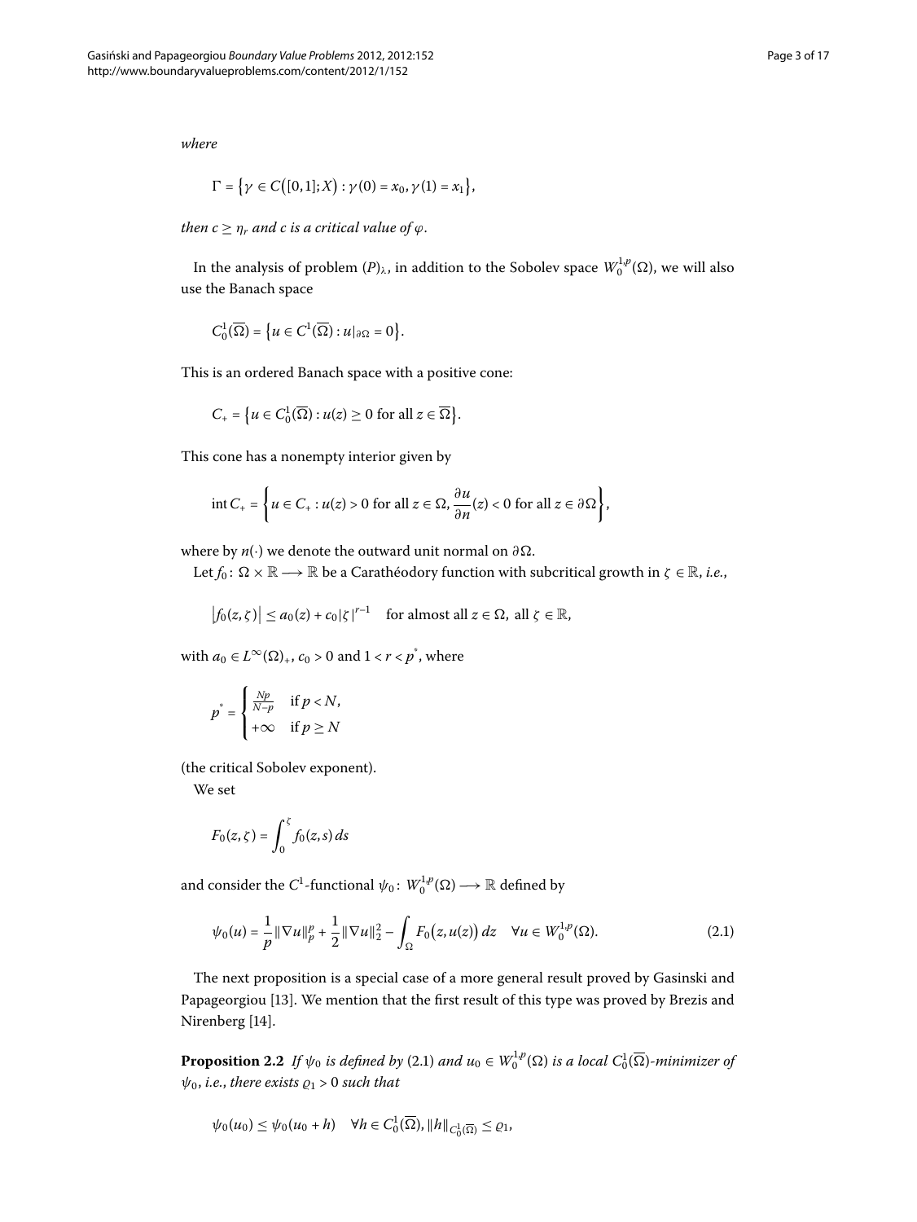*where*

$$\Gamma = \{\gamma \in C([0,1];X) : \gamma(0) = x_0, \gamma(1) = x_1\},$$

*then $c \geq \eta_r$ and $c$ is a critical value of $\varphi$.*

In the analysis of problem $(P)_\lambda$, in addition to the Sobolev space $W_0^{1,p}(\Omega)$, we will also use the Banach space

$$C_0^1(\overline{\Omega}) = \{u \in C^1(\overline{\Omega}) : u|_{\partial\Omega} = 0\}.$$

This is an ordered Banach space with a positive cone:

$$C_+ = \{u \in C_0^1(\overline{\Omega}) : u(z) \geq 0 \text{ for all } z \in \overline{\Omega}\}.$$

This cone has a nonempty interior given by

$$\operatorname{int} C_+ = \left\{u \in C_+ : u(z) > 0 \text{ for all } z \in \Omega, \frac{\partial u}{\partial n}(z) < 0 \text{ for all } z \in \partial\Omega\right\},$$

where by $n(\cdot)$ we denote the outward unit normal on $\partial\Omega$.

Let $f_0 \colon \Omega \times \mathbb{R} \longrightarrow \mathbb{R}$ be a Carathéodory function with subcritical growth in $\zeta \in \mathbb{R}$, *i.e.*,

$$|f_0(z,\zeta)| \leq a_0(z) + c_0|\zeta|^{r-1} \quad \text{for almost all } z \in \Omega, \text{ all } \zeta \in \mathbb{R},$$

with $a_0 \in L^\infty(\Omega)_+$, $c_0 > 0$ and $1 < r < p^*$, where

$$p^* = \begin{cases} \frac{Np}{N-p} & \text{if } p < N, \\ +\infty & \text{if } p \geq N \end{cases}$$

(the critical Sobolev exponent).

We set

$$F_0(z,\zeta) = \int_0^\zeta f_0(z,s)\,ds$$

and consider the $C^1$-functional $\psi_0 \colon W_0^{1,p}(\Omega) \longrightarrow \mathbb{R}$ defined by

$$\psi_0(u) = \frac{1}{p}\|\nabla u\|_p^p + \frac{1}{2}\|\nabla u\|_2^2 - \int_\Omega F_0(z,u(z))\,dz \quad \forall u \in W_0^{1,p}(\Omega). \tag{2.1}$$

The next proposition is a special case of a more general result proved by Gasinski and Papageorgiou [13]. We mention that the first result of this type was proved by Brezis and Nirenberg [14].

**Proposition 2.2** *If $\psi_0$ is defined by* (2.1) *and $u_0 \in W_0^{1,p}(\Omega)$ is a local $C_0^1(\overline{\Omega})$-minimizer of $\psi_0$, i.e., there exists $\varrho_1 > 0$ such that*

$$\psi_0(u_0) \leq \psi_0(u_0 + h) \quad \forall h \in C_0^1(\overline{\Omega}), \|h\|_{C_0^1(\overline{\Omega})} \leq \varrho_1,$$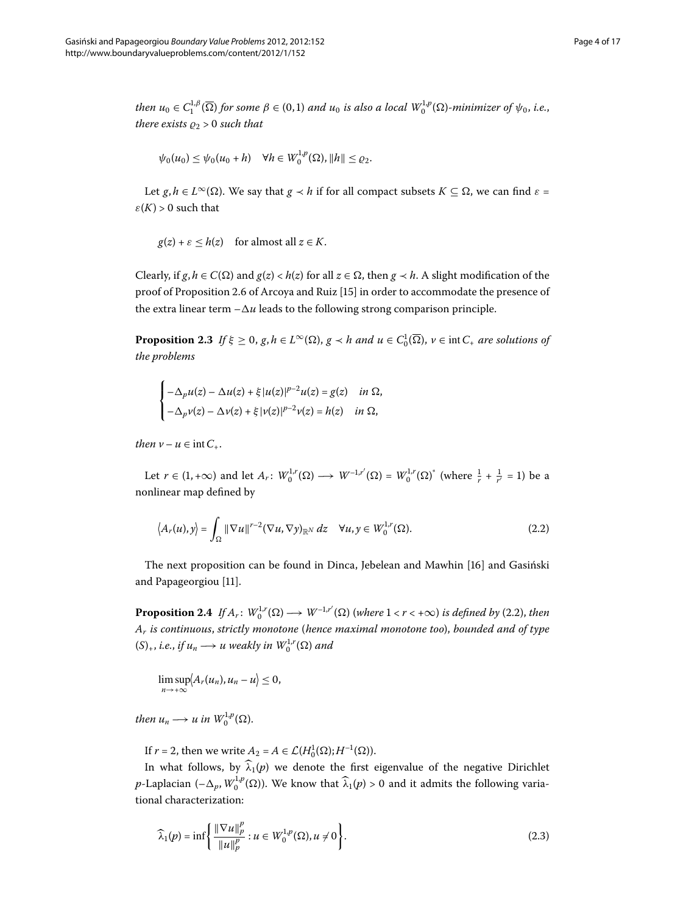*then* $u_0 \in C_1^{1,\beta}(\overline{\Omega})$ *for some* $\beta \in (0,1)$ *and* $u_0$ *is also a local* $W_0^{1,p}(\Omega)$*-minimizer of* $\psi_0$, *i.e., there exists* $\varrho_2 > 0$ *such that*

$$\psi_0(u_0) \le \psi_0(u_0 + h) \quad \forall h \in W_0^{1,p}(\Omega), \|h\| \le \varrho_2.$$

Let $g, h \in L^\infty(\Omega)$. We say that $g \prec h$ if for all compact subsets $K \subseteq \Omega$, we can find $\varepsilon = \varepsilon(K) > 0$ such that

$$g(z) + \varepsilon \le h(z) \quad \text{for almost all } z \in K.$$

Clearly, if $g, h \in C(\Omega)$ and $g(z) < h(z)$ for all $z \in \Omega$, then $g \prec h$. A slight modification of the proof of Proposition 2.6 of Arcoya and Ruiz [15] in order to accommodate the presence of the extra linear term $-\Delta u$ leads to the following strong comparison principle.

**Proposition 2.3** *If* $\xi \ge 0$, $g, h \in L^\infty(\Omega)$, $g \prec h$ *and* $u \in C_0^1(\overline{\Omega})$, $v \in \operatorname{int} C_+$ *are solutions of the problems*

$$\begin{cases} -\Delta_p u(z) - \Delta u(z) + \xi |u(z)|^{p-2} u(z) = g(z) & \text{in } \Omega, \\ -\Delta_p v(z) - \Delta v(z) + \xi |v(z)|^{p-2} v(z) = h(z) & \text{in } \Omega, \end{cases}$$

*then* $v - u \in \operatorname{int} C_+$.

Let $r \in (1, +\infty)$ and let $A_r \colon W_0^{1,r}(\Omega) \longrightarrow W^{-1,r'}(\Omega) = W_0^{1,r}(\Omega)^*$ (where $\frac{1}{r} + \frac{1}{r'} = 1$) be a nonlinear map defined by

$$\langle A_r(u), y \rangle = \int_\Omega \|\nabla u\|^{r-2} (\nabla u, \nabla y)_{\mathbb{R}^N} \, dz \quad \forall u, y \in W_0^{1,r}(\Omega). \tag{2.2}$$

The next proposition can be found in Dinca, Jebelean and Mawhin [16] and Gasiński and Papageorgiou [11].

**Proposition 2.4** *If* $A_r \colon W_0^{1,r}(\Omega) \longrightarrow W^{-1,r'}(\Omega)$ (*where* $1 < r < +\infty$) *is defined by* (2.2), *then* $A_r$ *is continuous*, *strictly monotone* (*hence maximal monotone too*), *bounded and of type* $(S)_+$, *i.e., if* $u_n \longrightarrow u$ *weakly in* $W_0^{1,r}(\Omega)$ *and*

$$\limsup_{n \to +\infty} \langle A_r(u_n), u_n - u \rangle \le 0,$$

*then* $u_n \longrightarrow u$ *in* $W_0^{1,p}(\Omega)$.

If $r = 2$, then we write $A_2 = A \in \mathcal{L}(H_0^1(\Omega); H^{-1}(\Omega))$.

In what follows, by $\widehat{\lambda}_1(p)$ we denote the first eigenvalue of the negative Dirichlet $p$-Laplacian $(-\Delta_p, W_0^{1,p}(\Omega))$. We know that $\widehat{\lambda}_1(p) > 0$ and it admits the following variational characterization:

$$\widehat{\lambda}_1(p) = \inf \left\{ \frac{\|\nabla u\|_p^p}{\|u\|_p^p} : u \in W_0^{1,p}(\Omega), u \ne 0 \right\}. \tag{2.3}$$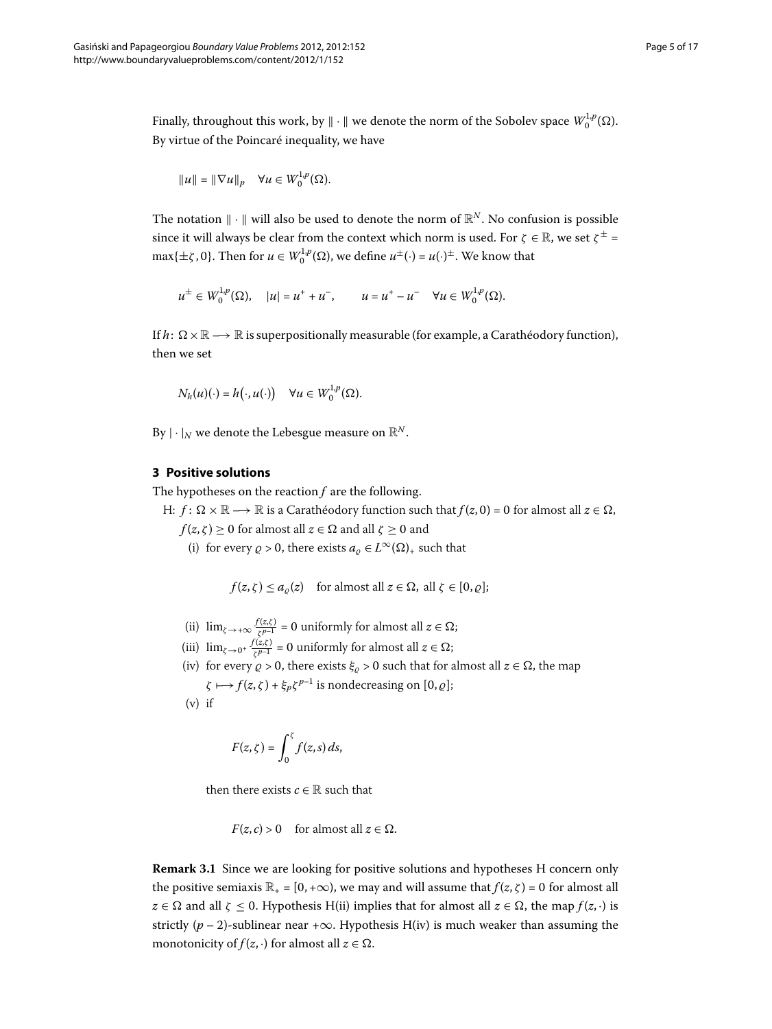Finally, throughout this work, by $\|\cdot\|$ we denote the norm of the Sobolev space $W_0^{1,p}(\Omega)$. By virtue of the Poincaré inequality, we have

$$\|u\| = \|\nabla u\|_p \quad \forall u \in W_0^{1,p}(\Omega).$$

The notation $\|\cdot\|$ will also be used to denote the norm of $\mathbb{R}^N$. No confusion is possible since it will always be clear from the context which norm is used. For $\zeta \in \mathbb{R}$, we set $\zeta^{\pm} = \max\{\pm\zeta, 0\}$. Then for $u \in W_0^{1,p}(\Omega)$, we define $u^{\pm}(\cdot) = u(\cdot)^{\pm}$. We know that

$$u^{\pm} \in W_0^{1,p}(\Omega), \quad |u| = u^+ + u^-, \qquad u = u^+ - u^- \quad \forall u \in W_0^{1,p}(\Omega).$$

If $h\colon \Omega \times \mathbb{R} \longrightarrow \mathbb{R}$ is superpositionally measurable (for example, a Carathéodory function), then we set

$$N_h(u)(\cdot) = h\big(\cdot, u(\cdot)\big) \quad \forall u \in W_0^{1,p}(\Omega).$$

By $|\cdot|_N$ we denote the Lebesgue measure on $\mathbb{R}^N$.

## 3 Positive solutions

The hypotheses on the reaction $f$ are the following.

H: $f\colon \Omega \times \mathbb{R} \longrightarrow \mathbb{R}$ is a Carathéodory function such that $f(z,0) = 0$ for almost all $z \in \Omega$, $f(z,\zeta) \geq 0$ for almost all $z \in \Omega$ and all $\zeta \geq 0$ and

(i) for every $\varrho > 0$, there exists $a_\varrho \in L^\infty(\Omega)_+$ such that

$$f(z,\zeta) \leq a_\varrho(z) \quad \text{for almost all } z \in \Omega, \text{ all } \zeta \in [0,\varrho];$$

(ii) $\lim_{\zeta \to +\infty} \frac{f(z,\zeta)}{\zeta^{p-1}} = 0$ uniformly for almost all $z \in \Omega$;

(iii) $\lim_{\zeta \to 0^+} \frac{f(z,\zeta)}{\zeta^{p-1}} = 0$ uniformly for almost all $z \in \Omega$;

(iv) for every $\varrho > 0$, there exists $\xi_\varrho > 0$ such that for almost all $z \in \Omega$, the map $\zeta \longmapsto f(z,\zeta) + \xi_p \zeta^{p-1}$ is nondecreasing on $[0,\varrho]$;

(v) if

$$F(z,\zeta) = \int_0^\zeta f(z,s)\,ds,$$

then there exists $c \in \mathbb{R}$ such that

$$F(z,c) > 0 \quad \text{for almost all } z \in \Omega.$$

**Remark 3.1** Since we are looking for positive solutions and hypotheses H concern only the positive semiaxis $\mathbb{R}_+ = [0,+\infty)$, we may and will assume that $f(z,\zeta) = 0$ for almost all $z \in \Omega$ and all $\zeta \leq 0$. Hypothesis H(ii) implies that for almost all $z \in \Omega$, the map $f(z,\cdot)$ is strictly $(p-2)$-sublinear near $+\infty$. Hypothesis H(iv) is much weaker than assuming the monotonicity of $f(z,\cdot)$ for almost all $z \in \Omega$.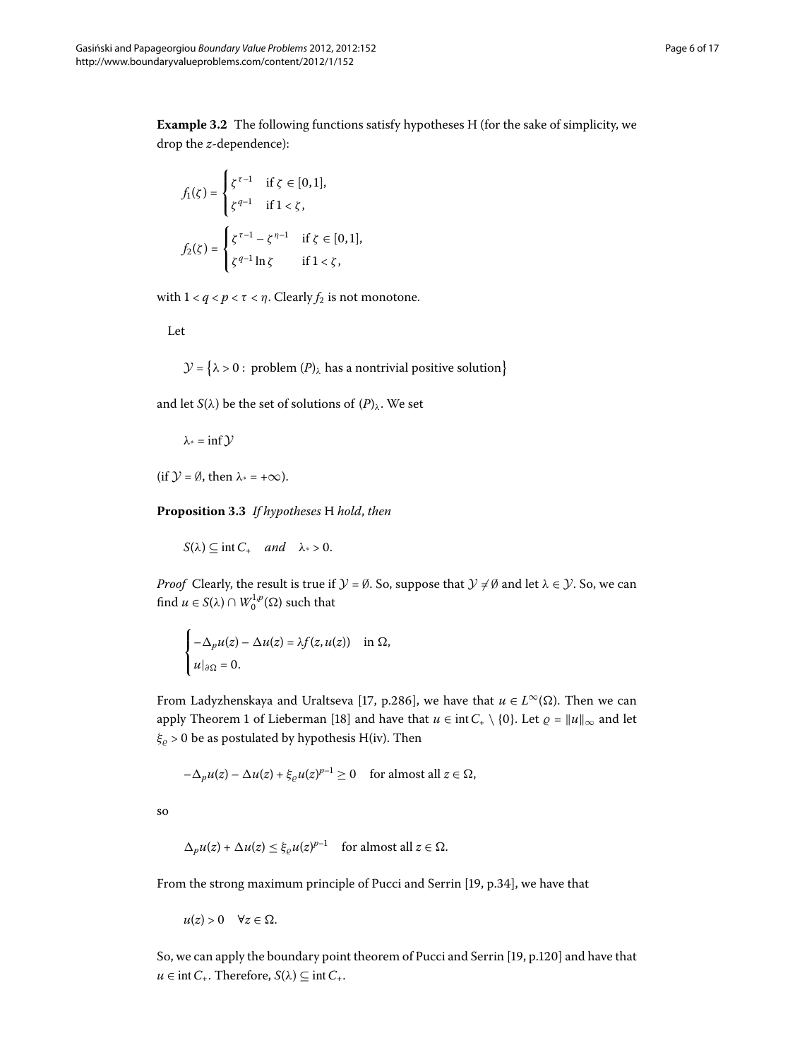**Example 3.2** The following functions satisfy hypotheses H (for the sake of simplicity, we drop the $z$-dependence):

$$f_1(\zeta) = \begin{cases} \zeta^{\tau-1} & \text{if } \zeta \in [0,1], \\ \zeta^{q-1} & \text{if } 1 < \zeta, \end{cases}$$

$$f_2(\zeta) = \begin{cases} \zeta^{\tau-1} - \zeta^{\eta-1} & \text{if } \zeta \in [0,1], \\ \zeta^{q-1} \ln \zeta & \text{if } 1 < \zeta, \end{cases}$$

with $1 < q < p < \tau < \eta$. Clearly $f_2$ is not monotone.

Let

$$\mathcal{Y} = \{\lambda > 0 : \text{ problem } (P)_\lambda \text{ has a nontrivial positive solution}\}$$

and let $S(\lambda)$ be the set of solutions of $(P)_\lambda$. We set

$$\lambda_* = \inf \mathcal{Y}$$

(if $\mathcal{Y} = \emptyset$, then $\lambda_* = +\infty$).

**Proposition 3.3** *If hypotheses* H *hold*, *then*

$$S(\lambda) \subseteq \operatorname{int} C_+ \quad \textit{and} \quad \lambda_* > 0.$$

*Proof* Clearly, the result is true if $\mathcal{Y} = \emptyset$. So, suppose that $\mathcal{Y} \neq \emptyset$ and let $\lambda \in \mathcal{Y}$. So, we can find $u \in S(\lambda) \cap W_0^{1,p}(\Omega)$ such that

$$\begin{cases} -\Delta_p u(z) - \Delta u(z) = \lambda f(z, u(z)) & \text{in } \Omega, \\ u|_{\partial\Omega} = 0. \end{cases}$$

From Ladyzhenskaya and Uraltseva [17, p.286], we have that $u \in L^\infty(\Omega)$. Then we can apply Theorem 1 of Lieberman [18] and have that $u \in \operatorname{int} C_+ \setminus \{0\}$. Let $\varrho = \|u\|_\infty$ and let $\xi_\varrho > 0$ be as postulated by hypothesis H(iv). Then

$$-\Delta_p u(z) - \Delta u(z) + \xi_\varrho u(z)^{p-1} \geq 0 \quad \text{for almost all } z \in \Omega,$$

so

$$\Delta_p u(z) + \Delta u(z) \leq \xi_\varrho u(z)^{p-1} \quad \text{for almost all } z \in \Omega.$$

From the strong maximum principle of Pucci and Serrin [19, p.34], we have that

$$u(z) > 0 \quad \forall z \in \Omega.$$

So, we can apply the boundary point theorem of Pucci and Serrin [19, p.120] and have that $u \in \operatorname{int} C_+$. Therefore, $S(\lambda) \subseteq \operatorname{int} C_+$.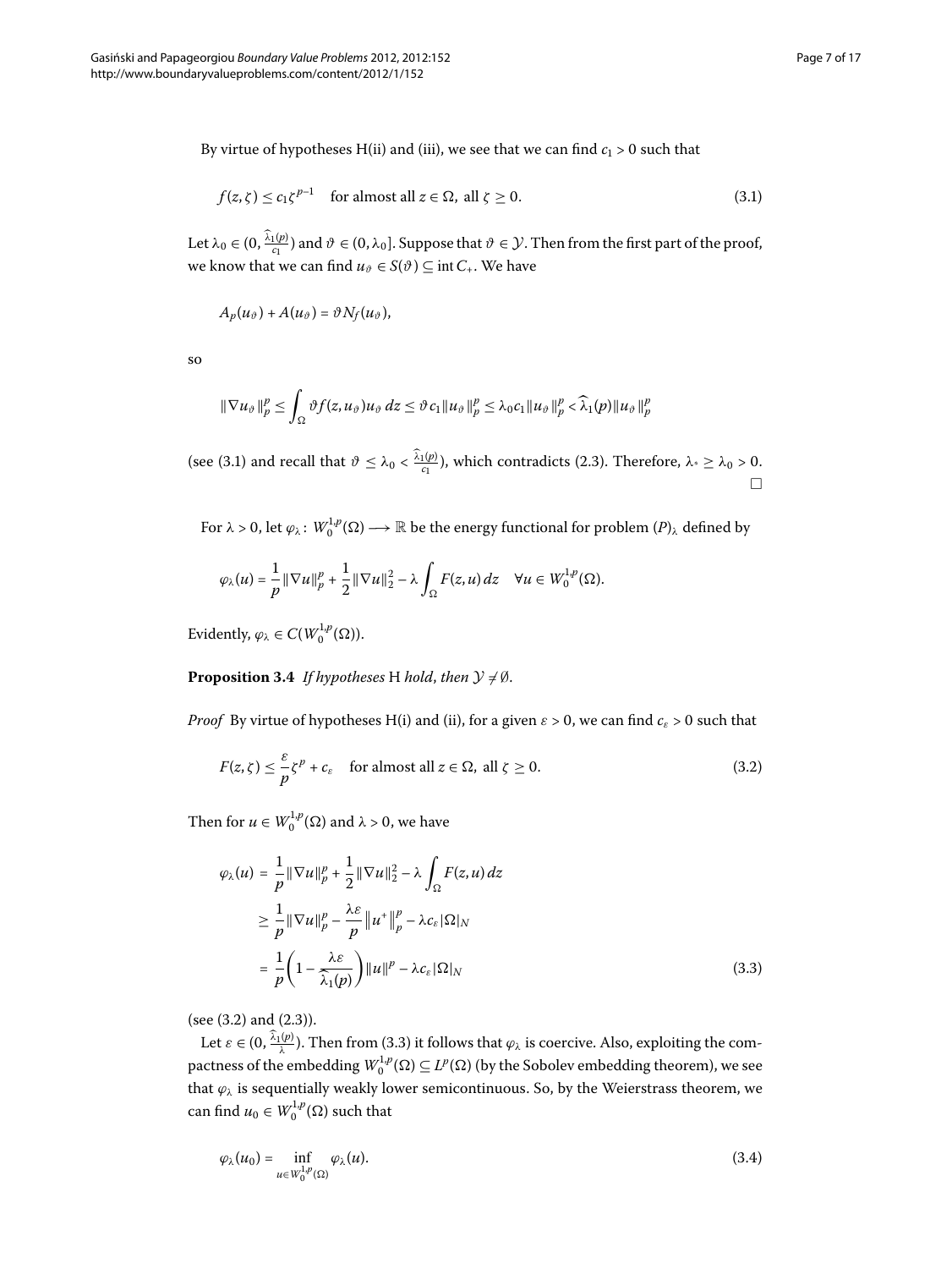By virtue of hypotheses H(ii) and (iii), we see that we can find $c_1 > 0$ such that

$$f(z,\zeta) \le c_1 \zeta^{p-1} \quad \text{for almost all } z \in \Omega, \text{ all } \zeta \ge 0. \tag{3.1}$$

Let $\lambda_0 \in (0, \frac{\widehat{\lambda}_1(p)}{c_1})$ and $\vartheta \in (0, \lambda_0]$. Suppose that $\vartheta \in \mathcal{Y}$. Then from the first part of the proof, we know that we can find $u_\vartheta \in S(\vartheta) \subseteq \operatorname{int} C_+$. We have

$$A_p(u_\vartheta) + A(u_\vartheta) = \vartheta N_f(u_\vartheta),$$

so

$$\|\nabla u_\vartheta\|_p^p \le \int_\Omega \vartheta f(z,u_\vartheta) u_\vartheta \, dz \le \vartheta c_1 \|u_\vartheta\|_p^p \le \lambda_0 c_1 \|u_\vartheta\|_p^p < \widehat{\lambda}_1(p) \|u_\vartheta\|_p^p$$

(see (3.1) and recall that $\vartheta \le \lambda_0 < \frac{\widehat{\lambda}_1(p)}{c_1}$), which contradicts (2.3). Therefore, $\lambda_* \ge \lambda_0 > 0$. □

For $\lambda > 0$, let $\varphi_\lambda : W_0^{1,p}(\Omega) \longrightarrow \mathbb{R}$ be the energy functional for problem $(P)_\lambda$ defined by

$$\varphi_\lambda(u) = \frac{1}{p}\|\nabla u\|_p^p + \frac{1}{2}\|\nabla u\|_2^2 - \lambda \int_\Omega F(z,u)\, dz \quad \forall u \in W_0^{1,p}(\Omega).$$

Evidently, $\varphi_\lambda \in C(W_0^{1,p}(\Omega))$.

**Proposition 3.4** *If hypotheses* H *hold, then* $\mathcal{Y} \neq \emptyset$.

*Proof* By virtue of hypotheses H(i) and (ii), for a given $\varepsilon > 0$, we can find $c_\varepsilon > 0$ such that

$$F(z,\zeta) \le \frac{\varepsilon}{p}\zeta^p + c_\varepsilon \quad \text{for almost all } z \in \Omega, \text{ all } \zeta \ge 0. \tag{3.2}$$

Then for $u \in W_0^{1,p}(\Omega)$ and $\lambda > 0$, we have

$$\begin{aligned}
\varphi_\lambda(u) &= \frac{1}{p}\|\nabla u\|_p^p + \frac{1}{2}\|\nabla u\|_2^2 - \lambda \int_\Omega F(z,u)\, dz \\
&\ge \frac{1}{p}\|\nabla u\|_p^p - \frac{\lambda\varepsilon}{p}\|u^+\|_p^p - \lambda c_\varepsilon |\Omega|_N \\
&= \frac{1}{p}\left(1 - \frac{\lambda\varepsilon}{\widehat{\lambda}_1(p)}\right)\|u\|^p - \lambda c_\varepsilon |\Omega|_N
\end{aligned} \tag{3.3}$$

(see (3.2) and (2.3)).

Let $\varepsilon \in (0, \frac{\widehat{\lambda}_1(p)}{\lambda})$. Then from (3.3) it follows that $\varphi_\lambda$ is coercive. Also, exploiting the compactness of the embedding $W_0^{1,p}(\Omega) \subseteq L^p(\Omega)$ (by the Sobolev embedding theorem), we see that $\varphi_\lambda$ is sequentially weakly lower semicontinuous. So, by the Weierstrass theorem, we can find $u_0 \in W_0^{1,p}(\Omega)$ such that

$$\varphi_\lambda(u_0) = \inf_{u \in W_0^{1,p}(\Omega)} \varphi_\lambda(u). \tag{3.4}$$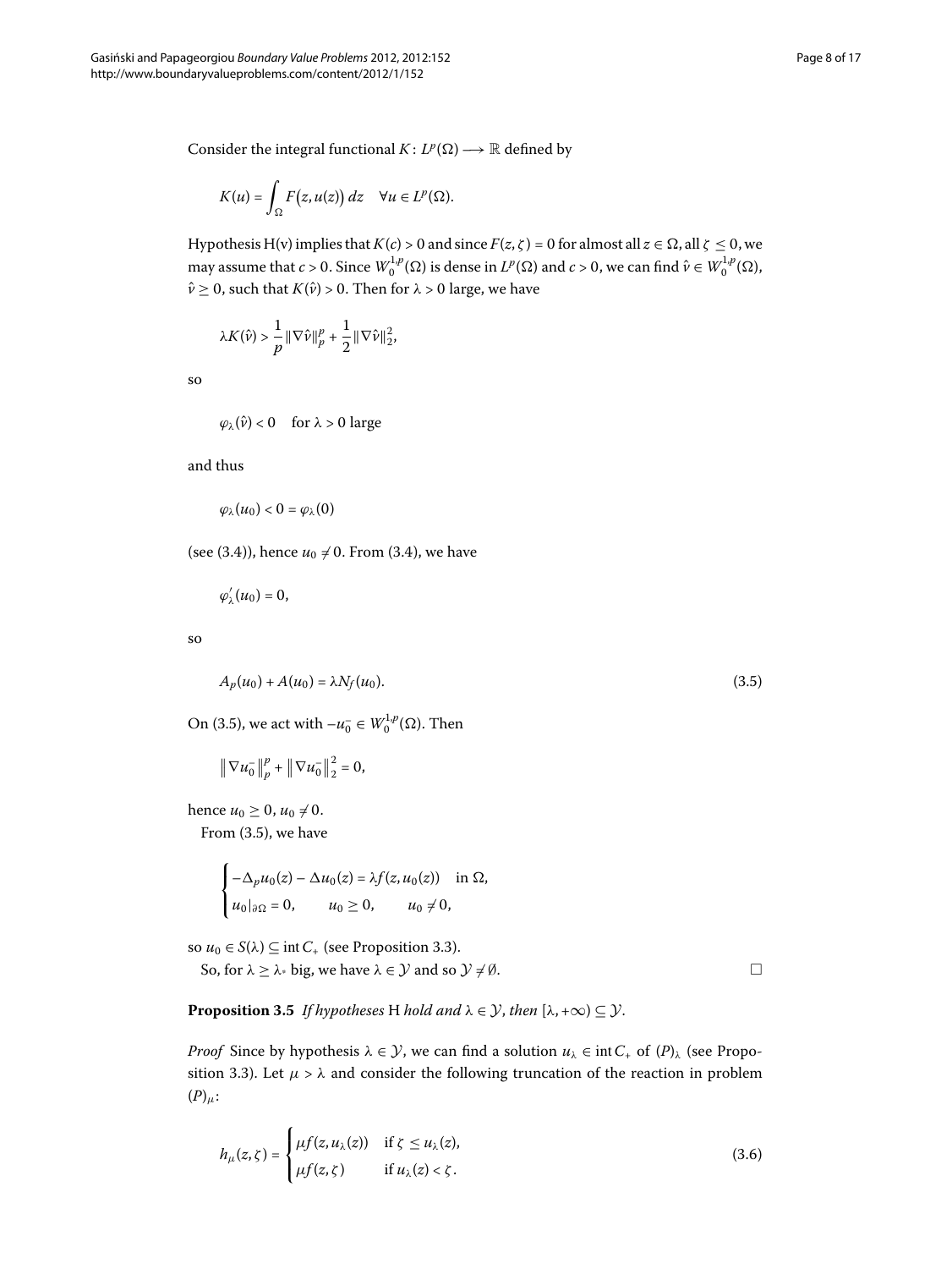Consider the integral functional $K: L^p(\Omega) \longrightarrow \mathbb{R}$ defined by

$$K(u) = \int_\Omega F\big(z, u(z)\big)\, dz \quad \forall u \in L^p(\Omega).$$

Hypothesis H(v) implies that $K(c) > 0$ and since $F(z, \zeta) = 0$ for almost all $z \in \Omega$, all $\zeta \leq 0$, we may assume that $c > 0$. Since $W_0^{1,p}(\Omega)$ is dense in $L^p(\Omega)$ and $c > 0$, we can find $\hat{v} \in W_0^{1,p}(\Omega)$, $\hat{v} \geq 0$, such that $K(\hat{v}) > 0$. Then for $\lambda > 0$ large, we have

$$\lambda K(\hat{v}) > \frac{1}{p}\|\nabla \hat{v}\|_p^p + \frac{1}{2}\|\nabla \hat{v}\|_2^2,$$

so

$$\varphi_\lambda(\hat{v}) < 0 \quad \text{for } \lambda > 0 \text{ large}$$

and thus

$$\varphi_\lambda(u_0) < 0 = \varphi_\lambda(0)$$

(see (3.4)), hence $u_0 \neq 0$. From (3.4), we have

$$\varphi_\lambda'(u_0) = 0,$$

so

$$A_p(u_0) + A(u_0) = \lambda N_f(u_0). \tag{3.5}$$

On (3.5), we act with $-u_0^- \in W_0^{1,p}(\Omega)$. Then

$$\big\|\nabla u_0^-\big\|_p^p + \big\|\nabla u_0^-\big\|_2^2 = 0,$$

hence $u_0 \geq 0$, $u_0 \neq 0$.

From (3.5), we have

$$\begin{cases} -\Delta_p u_0(z) - \Delta u_0(z) = \lambda f(z, u_0(z)) & \text{in } \Omega, \\ u_0|_{\partial\Omega} = 0, \qquad u_0 \geq 0, \qquad u_0 \neq 0, \end{cases}$$

so $u_0 \in S(\lambda) \subseteq \operatorname{int} C_+$ (see Proposition 3.3).

So, for $\lambda \geq \lambda_*$ big, we have $\lambda \in \mathcal{Y}$ and so $\mathcal{Y} \neq \emptyset$. $\square$

**Proposition 3.5** *If hypotheses* H *hold and* $\lambda \in \mathcal{Y}$, *then* $[\lambda, +\infty) \subseteq \mathcal{Y}$.

*Proof* Since by hypothesis $\lambda \in \mathcal{Y}$, we can find a solution $u_\lambda \in \operatorname{int} C_+$ of $(P)_\lambda$ (see Proposition 3.3). Let $\mu > \lambda$ and consider the following truncation of the reaction in problem $(P)_\mu$:

$$h_\mu(z, \zeta) = \begin{cases} \mu f(z, u_\lambda(z)) & \text{if } \zeta \leq u_\lambda(z), \\ \mu f(z, \zeta) & \text{if } u_\lambda(z) < \zeta. \end{cases} \tag{3.6}$$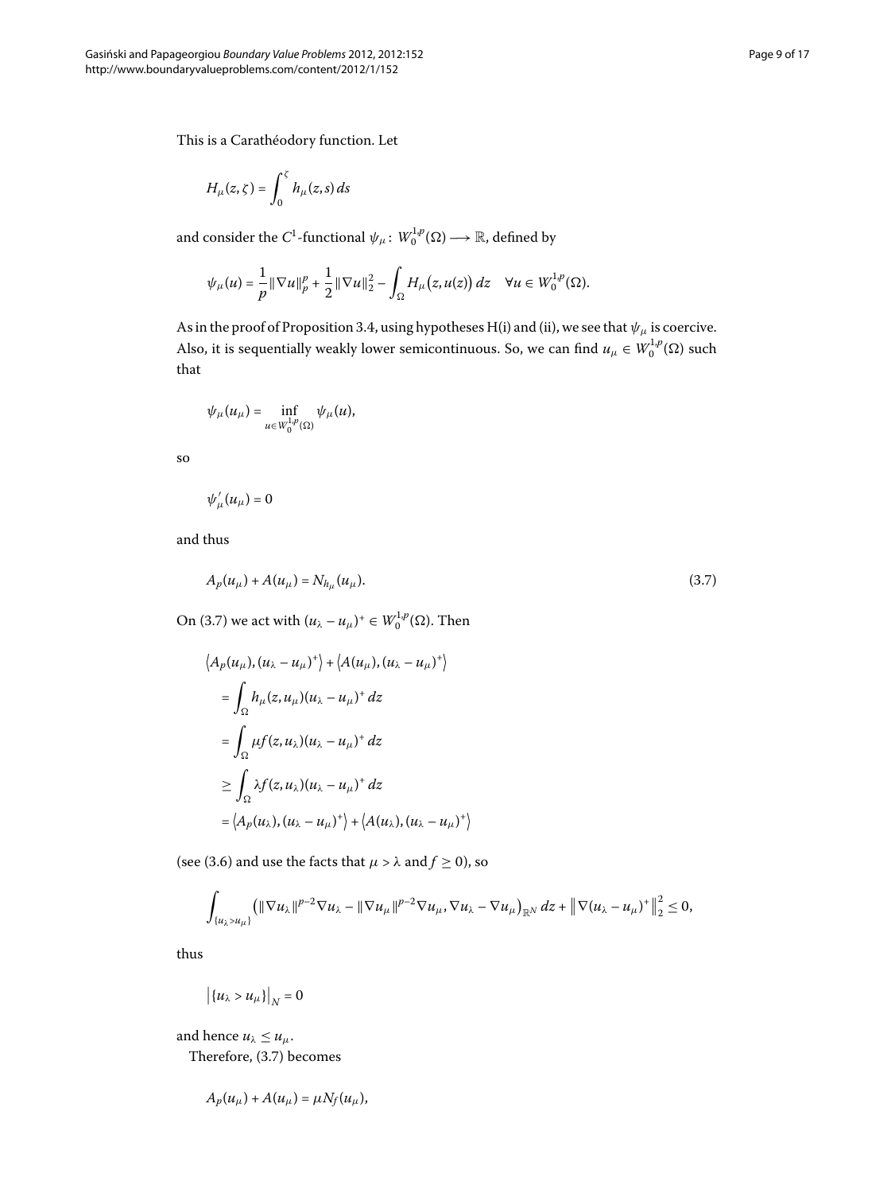This is a Carathéodory function. Let

$$H_\mu(z,\zeta) = \int_0^\zeta h_\mu(z,s)\,ds$$

and consider the $C^1$-functional $\psi_\mu \colon W_0^{1,p}(\Omega) \longrightarrow \mathbb{R}$, defined by

$$\psi_\mu(u) = \frac{1}{p}\|\nabla u\|_p^p + \frac{1}{2}\|\nabla u\|_2^2 - \int_\Omega H_\mu\big(z,u(z)\big)\,dz \quad \forall u \in W_0^{1,p}(\Omega).$$

As in the proof of Proposition 3.4, using hypotheses H(i) and (ii), we see that $\psi_\mu$ is coercive. Also, it is sequentially weakly lower semicontinuous. So, we can find $u_\mu \in W_0^{1,p}(\Omega)$ such that

$$\psi_\mu(u_\mu) = \inf_{u \in W_0^{1,p}(\Omega)} \psi_\mu(u),$$

so

$$\psi_\mu'(u_\mu) = 0$$

and thus

$$A_p(u_\mu) + A(u_\mu) = N_{h_\mu}(u_\mu). \tag{3.7}$$

On (3.7) we act with $(u_\lambda - u_\mu)^+ \in W_0^{1,p}(\Omega)$. Then

$$\begin{aligned}
&\big\langle A_p(u_\mu), (u_\lambda - u_\mu)^+\big\rangle + \big\langle A(u_\mu), (u_\lambda - u_\mu)^+\big\rangle \\
&\quad = \int_\Omega h_\mu(z,u_\mu)(u_\lambda - u_\mu)^+\,dz \\
&\quad = \int_\Omega \mu f(z,u_\lambda)(u_\lambda - u_\mu)^+\,dz \\
&\quad \geq \int_\Omega \lambda f(z,u_\lambda)(u_\lambda - u_\mu)^+\,dz \\
&\quad = \big\langle A_p(u_\lambda), (u_\lambda - u_\mu)^+\big\rangle + \big\langle A(u_\lambda), (u_\lambda - u_\mu)^+\big\rangle
\end{aligned}$$

(see (3.6) and use the facts that $\mu > \lambda$ and $f \geq 0$), so

$$\int_{\{u_\lambda > u_\mu\}} \big(\|\nabla u_\lambda\|^{p-2}\nabla u_\lambda - \|\nabla u_\mu\|^{p-2}\nabla u_\mu, \nabla u_\lambda - \nabla u_\mu\big)_{\mathbb{R}^N}\,dz + \big\|\nabla(u_\lambda - u_\mu)^+\big\|_2^2 \leq 0,$$

thus

$$\big|\{u_\lambda > u_\mu\}\big|_N = 0$$

and hence $u_\lambda \leq u_\mu$.

Therefore, (3.7) becomes

$$A_p(u_\mu) + A(u_\mu) = \mu N_f(u_\mu),$$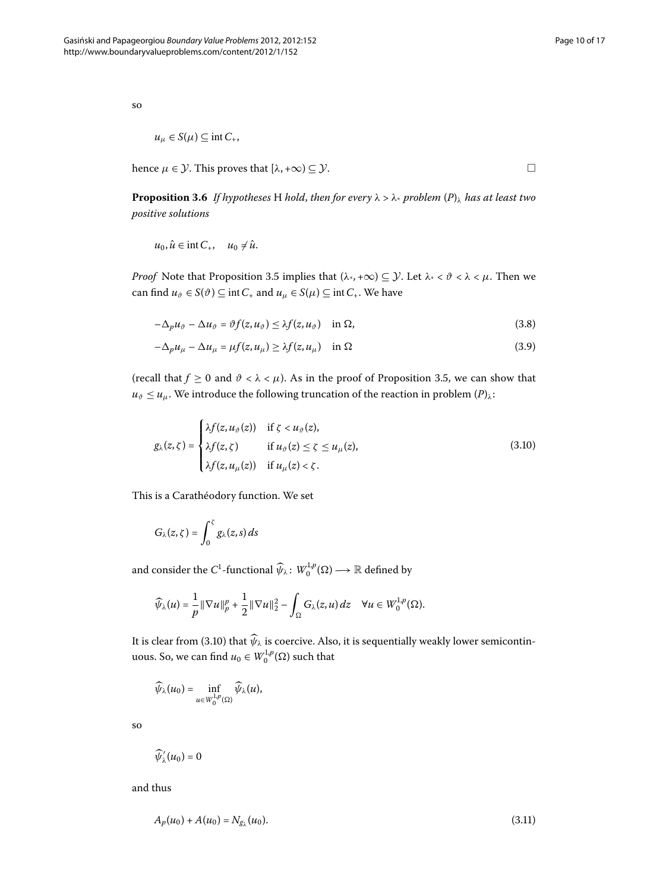so

$$u_\mu \in S(\mu) \subseteq \operatorname{int} C_+,$$

hence $\mu \in \mathcal{Y}$. This proves that $[\lambda, +\infty) \subseteq \mathcal{Y}$. $\square$

**Proposition 3.6** *If hypotheses* H *hold, then for every* $\lambda > \lambda_*$ *problem* $(P)_\lambda$ *has at least two positive solutions*

$$u_0, \hat{u} \in \operatorname{int} C_+, \quad u_0 \neq \hat{u}.$$

*Proof* Note that Proposition 3.5 implies that $(\lambda_*, +\infty) \subseteq \mathcal{Y}$. Let $\lambda_* < \vartheta < \lambda < \mu$. Then we can find $u_\vartheta \in S(\vartheta) \subseteq \operatorname{int} C_+$ and $u_\mu \in S(\mu) \subseteq \operatorname{int} C_+$. We have

$$-\Delta_p u_\vartheta - \Delta u_\vartheta = \vartheta f(z, u_\vartheta) \leq \lambda f(z, u_\vartheta) \quad \text{in } \Omega, \tag{3.8}$$

$$-\Delta_p u_\mu - \Delta u_\mu = \mu f(z, u_\mu) \geq \lambda f(z, u_\mu) \quad \text{in } \Omega \tag{3.9}$$

(recall that $f \geq 0$ and $\vartheta < \lambda < \mu$). As in the proof of Proposition 3.5, we can show that $u_\vartheta \leq u_\mu$. We introduce the following truncation of the reaction in problem $(P)_\lambda$:

$$g_\lambda(z, \zeta) = \begin{cases} \lambda f(z, u_\vartheta(z)) & \text{if } \zeta < u_\vartheta(z), \\ \lambda f(z, \zeta) & \text{if } u_\vartheta(z) \leq \zeta \leq u_\mu(z), \\ \lambda f(z, u_\mu(z)) & \text{if } u_\mu(z) < \zeta. \end{cases} \tag{3.10}$$

This is a Carathéodory function. We set

$$G_\lambda(z, \zeta) = \int_0^\zeta g_\lambda(z, s)\, ds$$

and consider the $C^1$-functional $\widehat{\psi}_\lambda \colon W_0^{1,p}(\Omega) \longrightarrow \mathbb{R}$ defined by

$$\widehat{\psi}_\lambda(u) = \frac{1}{p}\|\nabla u\|_p^p + \frac{1}{2}\|\nabla u\|_2^2 - \int_\Omega G_\lambda(z, u)\, dz \quad \forall u \in W_0^{1,p}(\Omega).$$

It is clear from (3.10) that $\widehat{\psi}_\lambda$ is coercive. Also, it is sequentially weakly lower semicontinuous. So, we can find $u_0 \in W_0^{1,p}(\Omega)$ such that

$$\widehat{\psi}_\lambda(u_0) = \inf_{u \in W_0^{1,p}(\Omega)} \widehat{\psi}_\lambda(u),$$

so

$$\widehat{\psi}_\lambda'(u_0) = 0$$

and thus

$$A_p(u_0) + A(u_0) = N_{g_\lambda}(u_0). \tag{3.11}$$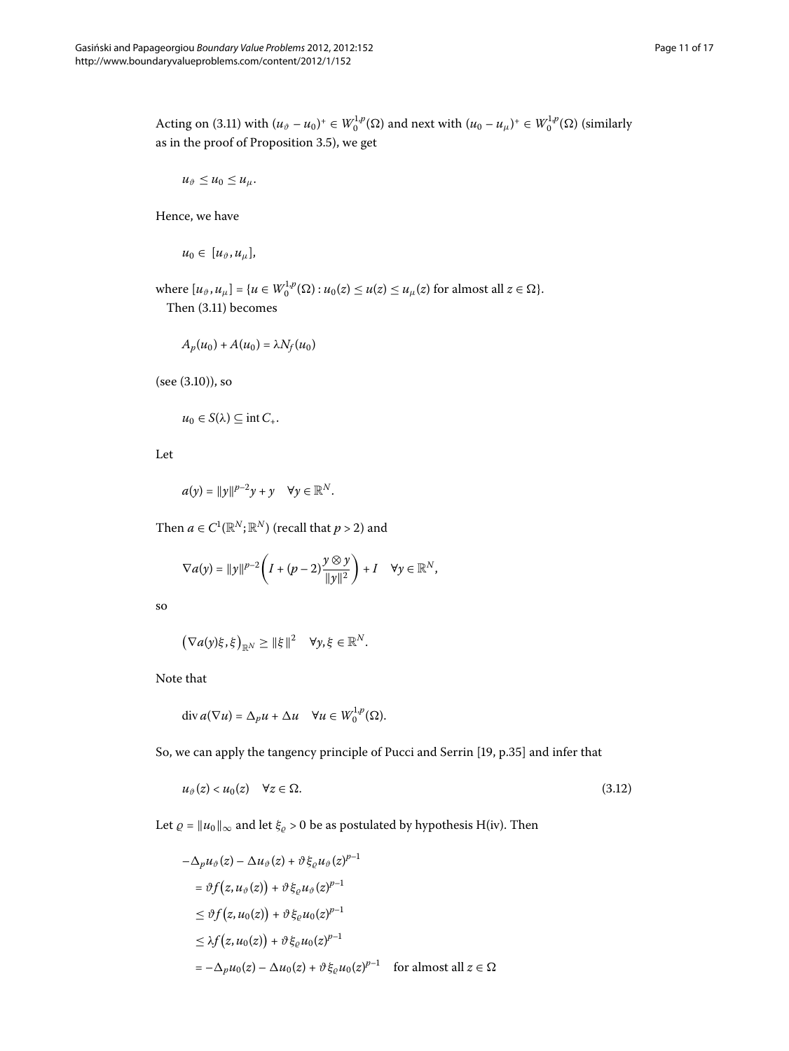Acting on (3.11) with $(u_\vartheta - u_0)^+ \in W_0^{1,p}(\Omega)$ and next with $(u_0 - u_\mu)^+ \in W_0^{1,p}(\Omega)$ (similarly as in the proof of Proposition 3.5), we get

$$u_\vartheta \leq u_0 \leq u_\mu.$$

Hence, we have

$$u_0 \in [u_\vartheta, u_\mu],$$

where $[u_\vartheta, u_\mu] = \{u \in W_0^{1,p}(\Omega) : u_0(z) \leq u(z) \leq u_\mu(z) \text{ for almost all } z \in \Omega\}$.

Then (3.11) becomes

$$A_p(u_0) + A(u_0) = \lambda N_f(u_0)$$

(see (3.10)), so

$$u_0 \in S(\lambda) \subseteq \operatorname{int} C_+.$$

Let

$$a(y) = \|y\|^{p-2}y + y \quad \forall y \in \mathbb{R}^N.$$

Then $a \in C^1(\mathbb{R}^N; \mathbb{R}^N)$ (recall that $p > 2$) and

$$\nabla a(y) = \|y\|^{p-2}\left(I + (p-2)\frac{y \otimes y}{\|y\|^2}\right) + I \quad \forall y \in \mathbb{R}^N,$$

so

$$\left(\nabla a(y)\xi, \xi\right)_{\mathbb{R}^N} \geq \|\xi\|^2 \quad \forall y, \xi \in \mathbb{R}^N.$$

Note that

$$\operatorname{div} a(\nabla u) = \Delta_p u + \Delta u \quad \forall u \in W_0^{1,p}(\Omega).$$

So, we can apply the tangency principle of Pucci and Serrin [19, p.35] and infer that

$$u_\vartheta(z) < u_0(z) \quad \forall z \in \Omega. \tag{3.12}$$

Let $\varrho = \|u_0\|_\infty$ and let $\xi_\varrho > 0$ be as postulated by hypothesis H(iv). Then

$$\begin{aligned}
&-\Delta_p u_\vartheta(z) - \Delta u_\vartheta(z) + \vartheta \xi_\varrho u_\vartheta(z)^{p-1} \\
&\quad = \vartheta f\big(z, u_\vartheta(z)\big) + \vartheta \xi_\varrho u_\vartheta(z)^{p-1} \\
&\quad \leq \vartheta f\big(z, u_0(z)\big) + \vartheta \xi_\varrho u_0(z)^{p-1} \\
&\quad \leq \lambda f\big(z, u_0(z)\big) + \vartheta \xi_\varrho u_0(z)^{p-1} \\
&\quad = -\Delta_p u_0(z) - \Delta u_0(z) + \vartheta \xi_\varrho u_0(z)^{p-1} \quad \text{for almost all } z \in \Omega
\end{aligned}$$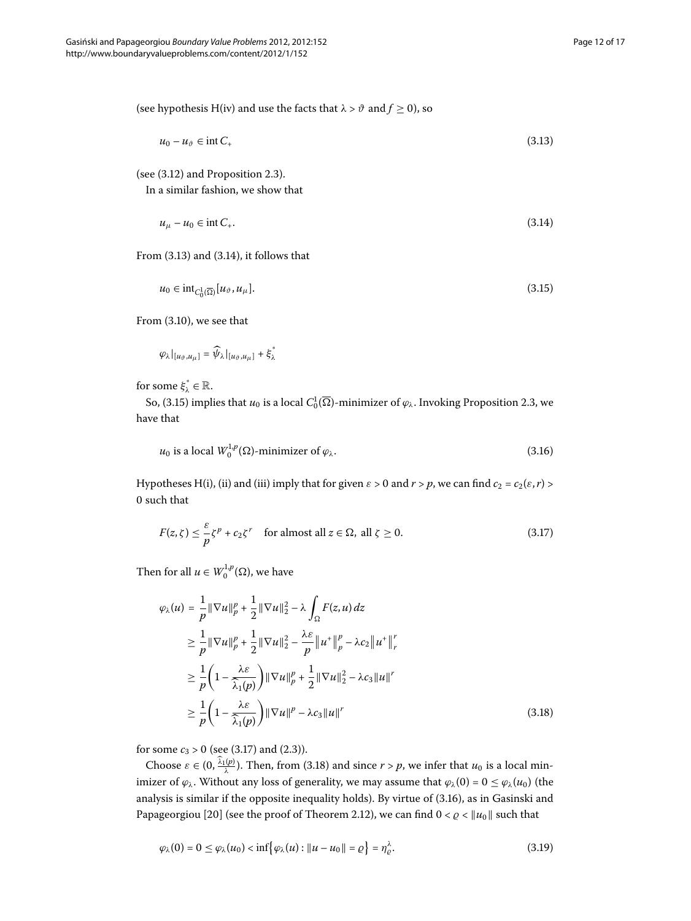(see hypothesis H(iv) and use the facts that $\lambda > \vartheta$ and $f \geq 0$), so

$$u_0 - u_\vartheta \in \operatorname{int} C_+ \tag{3.13}$$

(see (3.12) and Proposition 2.3).

In a similar fashion, we show that

$$u_\mu - u_0 \in \operatorname{int} C_+. \tag{3.14}$$

From (3.13) and (3.14), it follows that

$$u_0 \in \operatorname{int}_{C_0^1(\overline{\Omega})}[u_\vartheta, u_\mu]. \tag{3.15}$$

From (3.10), we see that

$$\varphi_\lambda|_{[u_\vartheta, u_\mu]} = \widehat{\psi}_\lambda|_{[u_\vartheta, u_\mu]} + \xi_\lambda^*$$

for some $\xi_\lambda^* \in \mathbb{R}$.

So, (3.15) implies that $u_0$ is a local $C_0^1(\overline{\Omega})$-minimizer of $\varphi_\lambda$. Invoking Proposition 2.3, we have that

$$u_0 \text{ is a local } W_0^{1,p}(\Omega)\text{-minimizer of } \varphi_\lambda. \tag{3.16}$$

Hypotheses H(i), (ii) and (iii) imply that for given $\varepsilon > 0$ and $r > p$, we can find $c_2 = c_2(\varepsilon, r) > 0$ such that

$$F(z,\zeta) \leq \frac{\varepsilon}{p}\zeta^p + c_2\zeta^r \quad \text{for almost all } z \in \Omega, \text{ all } \zeta \geq 0. \tag{3.17}$$

Then for all $u \in W_0^{1,p}(\Omega)$, we have

$$\begin{aligned}
\varphi_\lambda(u) &= \frac{1}{p}\|\nabla u\|_p^p + \frac{1}{2}\|\nabla u\|_2^2 - \lambda \int_\Omega F(z,u)\,dz \\
&\geq \frac{1}{p}\|\nabla u\|_p^p + \frac{1}{2}\|\nabla u\|_2^2 - \frac{\lambda\varepsilon}{p}\|u^+\|_p^p - \lambda c_2\|u^+\|_r^r \\
&\geq \frac{1}{p}\left(1 - \frac{\lambda\varepsilon}{\widehat{\lambda}_1(p)}\right)\|\nabla u\|_p^p + \frac{1}{2}\|\nabla u\|_2^2 - \lambda c_3\|u\|^r \\
&\geq \frac{1}{p}\left(1 - \frac{\lambda\varepsilon}{\widehat{\lambda}_1(p)}\right)\|\nabla u\|^p - \lambda c_3\|u\|^r
\end{aligned} \tag{3.18}$$

for some $c_3 > 0$ (see (3.17) and (2.3)).

Choose $\varepsilon \in (0, \frac{\widehat{\lambda}_1(p)}{\lambda})$. Then, from (3.18) and since $r > p$, we infer that $u_0$ is a local minimizer of $\varphi_\lambda$. Without any loss of generality, we may assume that $\varphi_\lambda(0) = 0 \leq \varphi_\lambda(u_0)$ (the analysis is similar if the opposite inequality holds). By virtue of (3.16), as in Gasinski and Papageorgiou [20] (see the proof of Theorem 2.12), we can find $0 < \varrho < \|u_0\|$ such that

$$\varphi_\lambda(0) = 0 \leq \varphi_\lambda(u_0) < \inf\{\varphi_\lambda(u) : \|u - u_0\| = \varrho\} = \eta_\varrho^\lambda. \tag{3.19}$$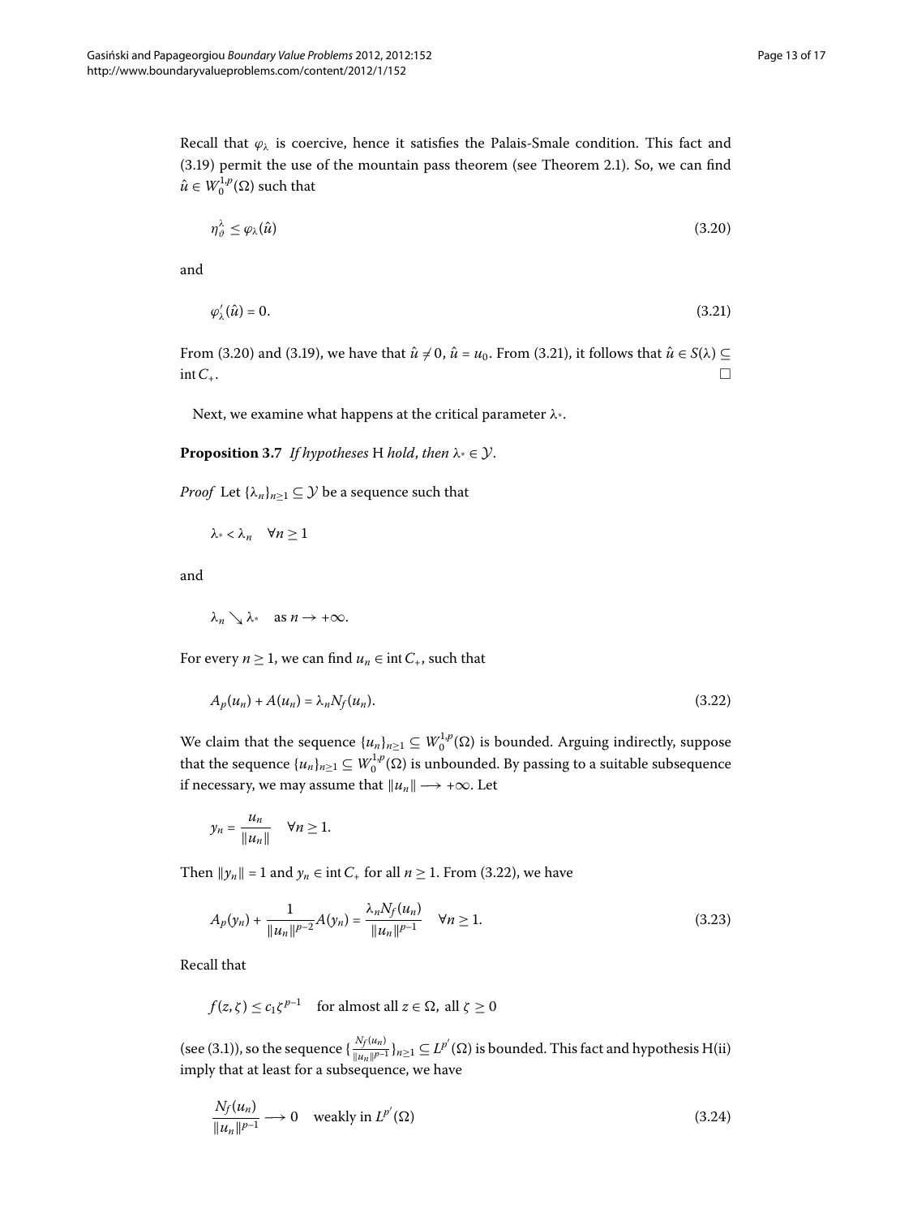Recall that $\varphi_\lambda$ is coercive, hence it satisfies the Palais-Smale condition. This fact and (3.19) permit the use of the mountain pass theorem (see Theorem 2.1). So, we can find $\hat{u} \in W_0^{1,p}(\Omega)$ such that

$$\eta_\vartheta^\lambda \leq \varphi_\lambda(\hat{u}) \tag{3.20}$$

and

$$\varphi_\lambda'(\hat{u}) = 0. \tag{3.21}$$

From (3.20) and (3.19), we have that $\hat{u} \neq 0$, $\hat{u} = u_0$. From (3.21), it follows that $\hat{u} \in S(\lambda) \subseteq \operatorname{int} C_+$. $\square$

Next, we examine what happens at the critical parameter $\lambda_*$.

**Proposition 3.7** *If hypotheses* H *hold*, *then* $\lambda_* \in \mathcal{Y}$.

*Proof* Let $\{\lambda_n\}_{n\geq 1} \subseteq \mathcal{Y}$ be a sequence such that

$$\lambda_* < \lambda_n \quad \forall n \geq 1$$

and

$$\lambda_n \searrow \lambda_* \quad \text{as } n \to +\infty.$$

For every $n \geq 1$, we can find $u_n \in \operatorname{int} C_+$, such that

$$A_p(u_n) + A(u_n) = \lambda_n N_f(u_n). \tag{3.22}$$

We claim that the sequence $\{u_n\}_{n\geq 1} \subseteq W_0^{1,p}(\Omega)$ is bounded. Arguing indirectly, suppose that the sequence $\{u_n\}_{n\geq 1} \subseteq W_0^{1,p}(\Omega)$ is unbounded. By passing to a suitable subsequence if necessary, we may assume that $\|u_n\| \longrightarrow +\infty$. Let

$$y_n = \frac{u_n}{\|u_n\|} \quad \forall n \geq 1.$$

Then $\|y_n\| = 1$ and $y_n \in \operatorname{int} C_+$ for all $n \geq 1$. From (3.22), we have

$$A_p(y_n) + \frac{1}{\|u_n\|^{p-2}} A(y_n) = \frac{\lambda_n N_f(u_n)}{\|u_n\|^{p-1}} \quad \forall n \geq 1. \tag{3.23}$$

Recall that

$$f(z,\zeta) \leq c_1 \zeta^{p-1} \quad \text{for almost all } z \in \Omega, \text{ all } \zeta \geq 0$$

(see (3.1)), so the sequence $\{\frac{N_f(u_n)}{\|u_n\|^{p-1}}\}_{n\geq 1} \subseteq L^{p'}(\Omega)$ is bounded. This fact and hypothesis H(ii) imply that at least for a subsequence, we have

$$\frac{N_f(u_n)}{\|u_n\|^{p-1}} \longrightarrow 0 \quad \text{weakly in } L^{p'}(\Omega) \tag{3.24}$$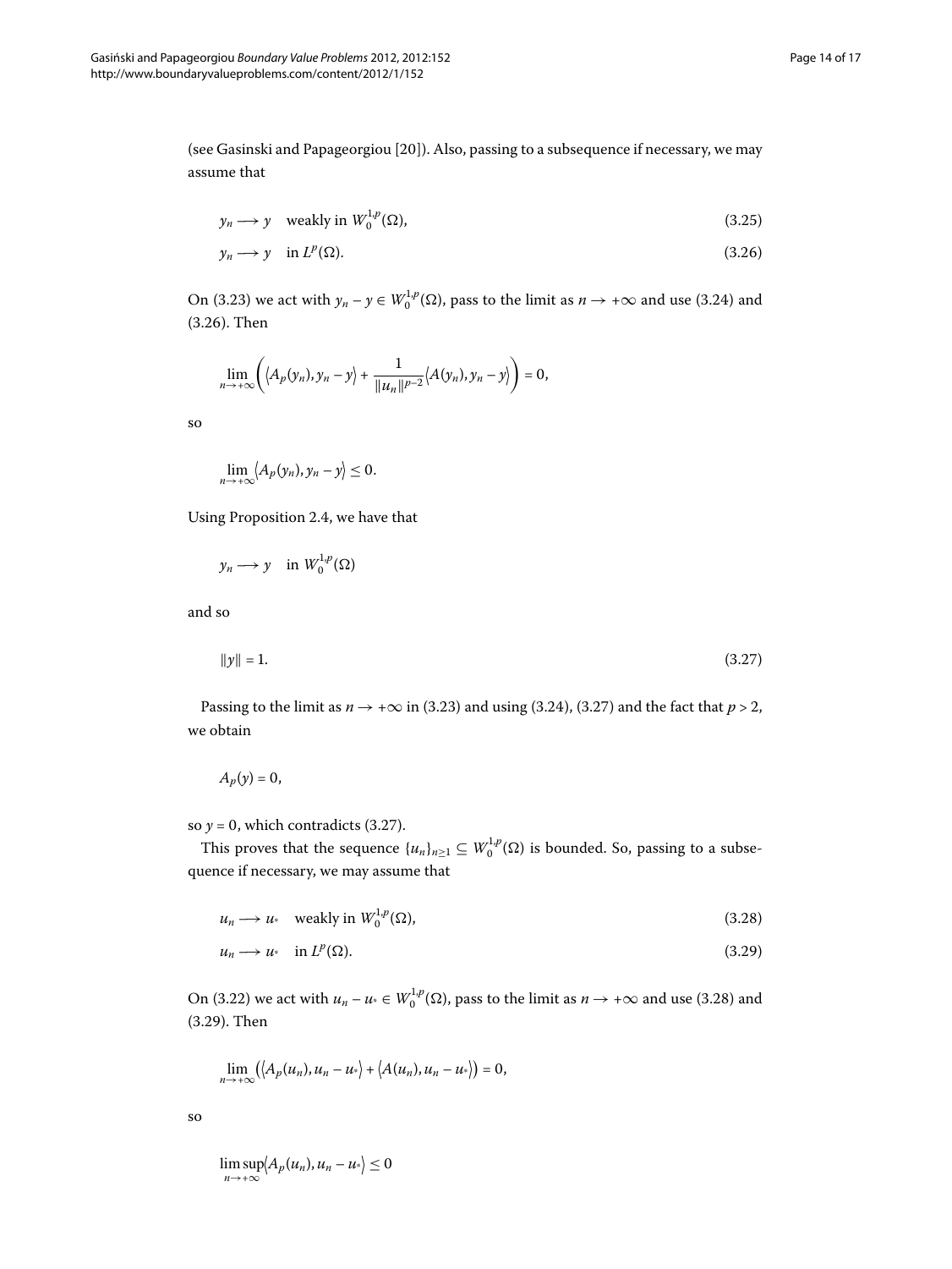(see Gasinski and Papageorgiou [20]). Also, passing to a subsequence if necessary, we may assume that

$$y_n \longrightarrow y \quad \text{weakly in } W_0^{1,p}(\Omega), \tag{3.25}$$

$$y_n \longrightarrow y \quad \text{in } L^p(\Omega). \tag{3.26}$$

On (3.23) we act with $y_n - y \in W_0^{1,p}(\Omega)$, pass to the limit as $n \to +\infty$ and use (3.24) and (3.26). Then

$$\lim_{n\to+\infty}\left(\langle A_p(y_n), y_n - y\rangle + \frac{1}{\|u_n\|^{p-2}}\langle A(y_n), y_n - y\rangle\right) = 0,$$

so

$$\lim_{n\to+\infty}\langle A_p(y_n), y_n - y\rangle \leq 0.$$

Using Proposition 2.4, we have that

$$y_n \longrightarrow y \quad \text{in } W_0^{1,p}(\Omega)$$

and so

$$\|y\| = 1. \tag{3.27}$$

Passing to the limit as $n \to +\infty$ in (3.23) and using (3.24), (3.27) and the fact that $p > 2$, we obtain

$$A_p(y) = 0,$$

so $y = 0$, which contradicts (3.27).

This proves that the sequence $\{u_n\}_{n\geq 1} \subseteq W_0^{1,p}(\Omega)$ is bounded. So, passing to a subsequence if necessary, we may assume that

$$u_n \longrightarrow u_* \quad \text{weakly in } W_0^{1,p}(\Omega), \tag{3.28}$$

$$u_n \longrightarrow u_* \quad \text{in } L^p(\Omega). \tag{3.29}$$

On (3.22) we act with $u_n - u_* \in W_0^{1,p}(\Omega)$, pass to the limit as $n \to +\infty$ and use (3.28) and (3.29). Then

$$\lim_{n\to+\infty}\left(\langle A_p(u_n), u_n - u_*\rangle + \langle A(u_n), u_n - u_*\rangle\right) = 0,$$

so

$$\limsup_{n\to+\infty}\langle A_p(u_n), u_n - u_*\rangle \leq 0$$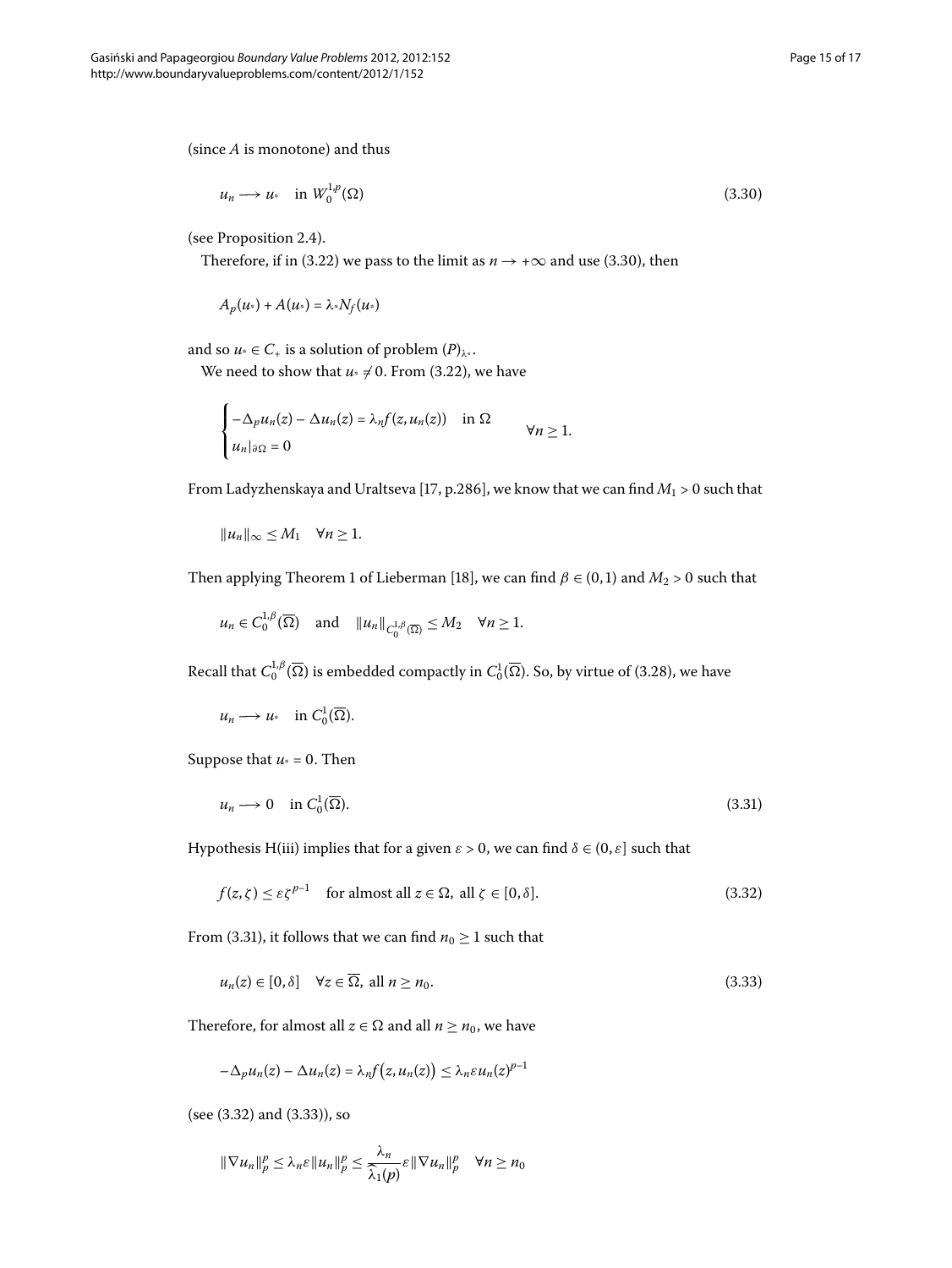(since $A$ is monotone) and thus

$$u_n \longrightarrow u_* \quad \text{in } W_0^{1,p}(\Omega) \tag{3.30}$$

(see Proposition 2.4).

Therefore, if in (3.22) we pass to the limit as $n \to +\infty$ and use (3.30), then

$$A_p(u_*) + A(u_*) = \lambda_* N_f(u_*)$$

and so $u_* \in C_+$ is a solution of problem $(P)_{\lambda^*}$.

We need to show that $u_* \neq 0$. From (3.22), we have

$$\begin{cases} -\Delta_p u_n(z) - \Delta u_n(z) = \lambda_n f(z, u_n(z)) & \text{in } \Omega \\ u_n|_{\partial\Omega} = 0 \end{cases} \qquad \forall n \geq 1.$$

From Ladyzhenskaya and Uraltseva [17, p.286], we know that we can find $M_1 > 0$ such that

$$\|u_n\|_\infty \leq M_1 \quad \forall n \geq 1.$$

Then applying Theorem 1 of Lieberman [18], we can find $\beta \in (0,1)$ and $M_2 > 0$ such that

$$u_n \in C_0^{1,\beta}(\overline{\Omega}) \quad \text{and} \quad \|u_n\|_{C_0^{1,\beta}(\overline{\Omega})} \leq M_2 \quad \forall n \geq 1.$$

Recall that $C_0^{1,\beta}(\overline{\Omega})$ is embedded compactly in $C_0^1(\overline{\Omega})$. So, by virtue of (3.28), we have

$$u_n \longrightarrow u_* \quad \text{in } C_0^1(\overline{\Omega}).$$

Suppose that $u_* = 0$. Then

$$u_n \longrightarrow 0 \quad \text{in } C_0^1(\overline{\Omega}). \tag{3.31}$$

Hypothesis H(iii) implies that for a given $\varepsilon > 0$, we can find $\delta \in (0, \varepsilon]$ such that

$$f(z, \zeta) \leq \varepsilon \zeta^{p-1} \quad \text{for almost all } z \in \Omega, \text{ all } \zeta \in [0, \delta]. \tag{3.32}$$

From (3.31), it follows that we can find $n_0 \geq 1$ such that

$$u_n(z) \in [0, \delta] \quad \forall z \in \overline{\Omega}, \text{ all } n \geq n_0. \tag{3.33}$$

Therefore, for almost all $z \in \Omega$ and all $n \geq n_0$, we have

$$-\Delta_p u_n(z) - \Delta u_n(z) = \lambda_n f\big(z, u_n(z)\big) \leq \lambda_n \varepsilon u_n(z)^{p-1}$$

(see (3.32) and (3.33)), so

$$\|\nabla u_n\|_p^p \leq \lambda_n \varepsilon \|u_n\|_p^p \leq \frac{\lambda_n}{\widehat{\lambda}_1(p)} \varepsilon \|\nabla u_n\|_p^p \quad \forall n \geq n_0$$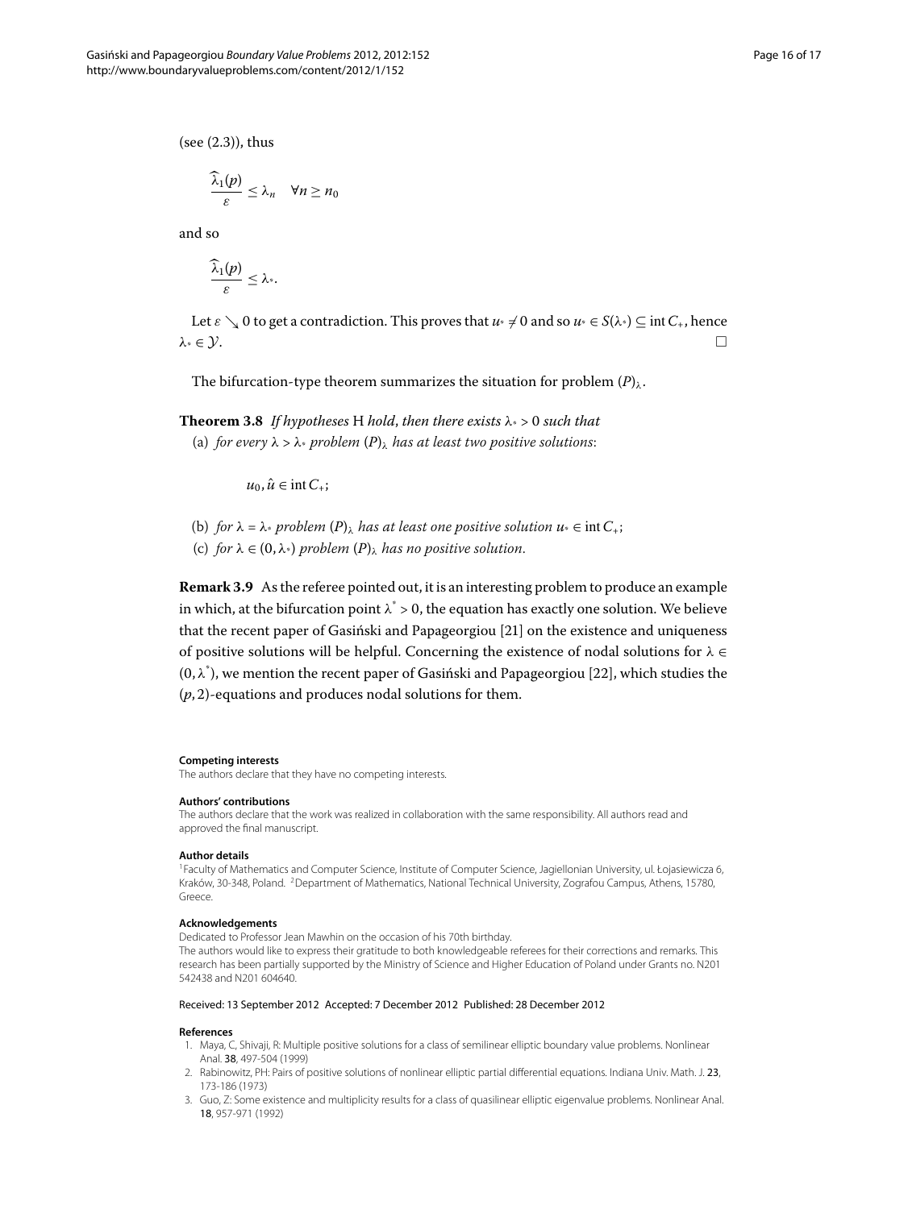(see (2.3)), thus

$$\frac{\widehat{\lambda}_1(p)}{\varepsilon} \leq \lambda_n \quad \forall n \geq n_0$$

and so

$$\frac{\widehat{\lambda}_1(p)}{\varepsilon} \leq \lambda_*.$$

Let $\varepsilon \searrow 0$ to get a contradiction. This proves that $u_* \neq 0$ and so $u_* \in S(\lambda_*) \subseteq \operatorname{int} C_+$, hence $\lambda_* \in \mathcal{Y}$. □

The bifurcation-type theorem summarizes the situation for problem $(P)_\lambda$.

**Theorem 3.8** *If hypotheses* H *hold, then there exists* $\lambda_* > 0$ *such that*

(a) *for every* $\lambda > \lambda_*$ *problem* $(P)_\lambda$ *has at least two positive solutions*:

$$u_0, \hat{u} \in \operatorname{int} C_+;$$

(b) *for* $\lambda = \lambda_*$ *problem* $(P)_\lambda$ *has at least one positive solution* $u_* \in \operatorname{int} C_+$;

(c) *for* $\lambda \in (0, \lambda_*)$ *problem* $(P)_\lambda$ *has no positive solution.*

**Remark 3.9** As the referee pointed out, it is an interesting problem to produce an example in which, at the bifurcation point $\lambda^* > 0$, the equation has exactly one solution. We believe that the recent paper of Gasiński and Papageorgiou [21] on the existence and uniqueness of positive solutions will be helpful. Concerning the existence of nodal solutions for $\lambda \in (0, \lambda^*)$, we mention the recent paper of Gasiński and Papageorgiou [22], which studies the $(p, 2)$-equations and produces nodal solutions for them.

#### Competing interests

The authors declare that they have no competing interests.

#### Authors' contributions

The authors declare that the work was realized in collaboration with the same responsibility. All authors read and approved the final manuscript.

#### Author details

[1]Faculty of Mathematics and Computer Science, Institute of Computer Science, Jagiellonian University, ul. Łojasiewicza 6, Kraków, 30-348, Poland. [2]Department of Mathematics, National Technical University, Zografou Campus, Athens, 15780, Greece.

#### Acknowledgements

Dedicated to Professor Jean Mawhin on the occasion of his 70th birthday.
The authors would like to express their gratitude to both knowledgeable referees for their corrections and remarks. This research has been partially supported by the Ministry of Science and Higher Education of Poland under Grants no. N201 542438 and N201 604640.

Received: 13 September 2012 Accepted: 7 December 2012 Published: 28 December 2012

#### References

1. Maya, C, Shivaji, R: Multiple positive solutions for a class of semilinear elliptic boundary value problems. Nonlinear Anal. **38**, 497-504 (1999)
2. Rabinowitz, PH: Pairs of positive solutions of nonlinear elliptic partial differential equations. Indiana Univ. Math. J. **23**, 173-186 (1973)
3. Guo, Z: Some existence and multiplicity results for a class of quasilinear elliptic eigenvalue problems. Nonlinear Anal. **18**, 957-971 (1992)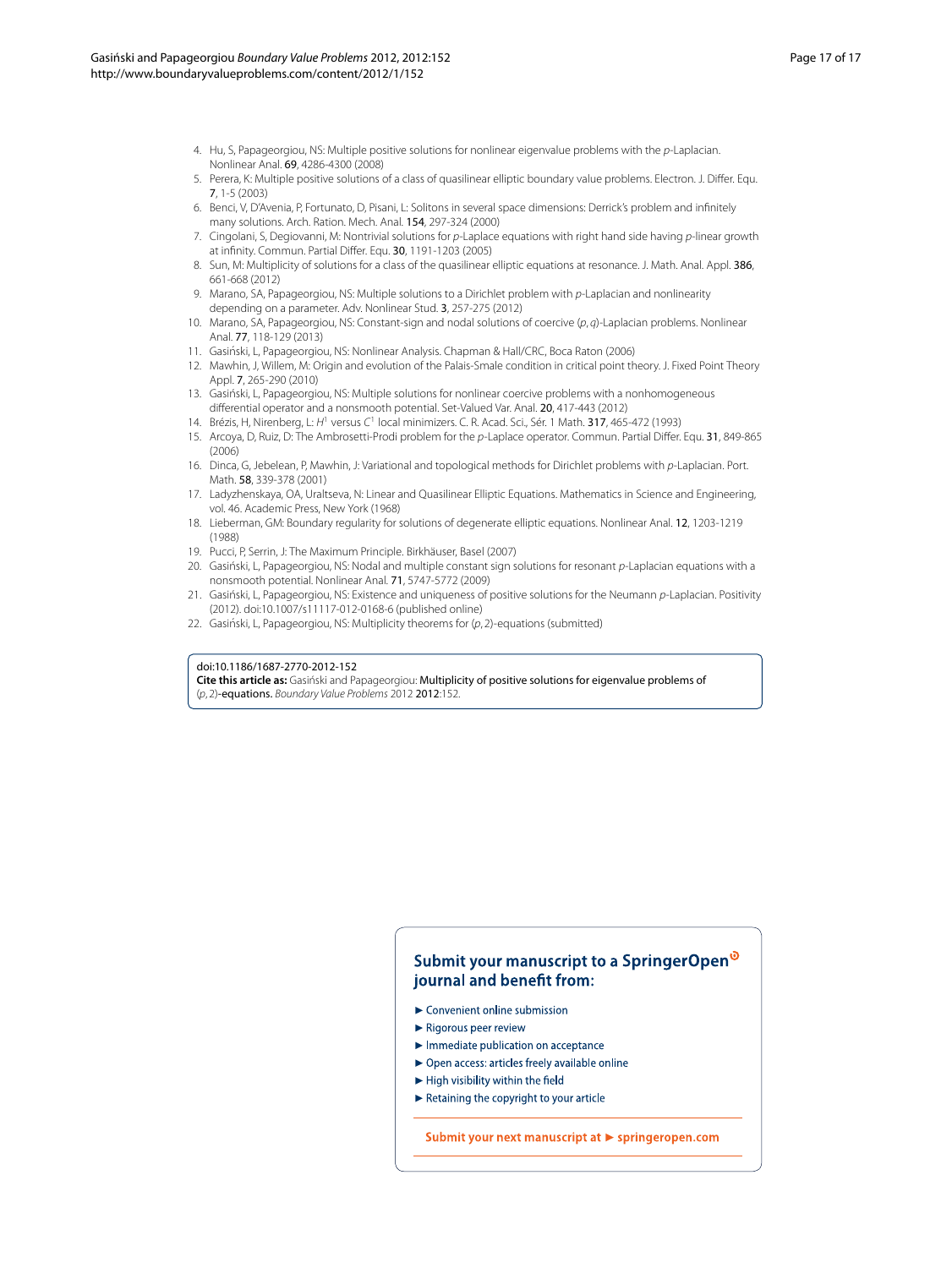4. Hu, S, Papageorgiou, NS: Multiple positive solutions for nonlinear eigenvalue problems with the $p$-Laplacian. Nonlinear Anal. **69**, 4286-4300 (2008)
5. Perera, K: Multiple positive solutions of a class of quasilinear elliptic boundary value problems. Electron. J. Differ. Equ. **7**, 1-5 (2003)
6. Benci, V, D'Avenia, P, Fortunato, D, Pisani, L: Solitons in several space dimensions: Derrick's problem and infinitely many solutions. Arch. Ration. Mech. Anal. **154**, 297-324 (2000)
7. Cingolani, S, Degiovanni, M: Nontrivial solutions for $p$-Laplace equations with right hand side having $p$-linear growth at infinity. Commun. Partial Differ. Equ. **30**, 1191-1203 (2005)
8. Sun, M: Multiplicity of solutions for a class of the quasilinear elliptic equations at resonance. J. Math. Anal. Appl. **386**, 661-668 (2012)
9. Marano, SA, Papageorgiou, NS: Multiple solutions to a Dirichlet problem with $p$-Laplacian and nonlinearity depending on a parameter. Adv. Nonlinear Stud. **3**, 257-275 (2012)
10. Marano, SA, Papageorgiou, NS: Constant-sign and nodal solutions of coercive $(p,q)$-Laplacian problems. Nonlinear Anal. **77**, 118-129 (2013)
11. Gasiński, L, Papageorgiou, NS: Nonlinear Analysis. Chapman & Hall/CRC, Boca Raton (2006)
12. Mawhin, J, Willem, M: Origin and evolution of the Palais-Smale condition in critical point theory. J. Fixed Point Theory Appl. **7**, 265-290 (2010)
13. Gasiński, L, Papageorgiou, NS: Multiple solutions for nonlinear coercive problems with a nonhomogeneous differential operator and a nonsmooth potential. Set-Valued Var. Anal. **20**, 417-443 (2012)
14. Brézis, H, Nirenberg, L: $H^1$ versus $C^1$ local minimizers. C. R. Acad. Sci., Sér. 1 Math. **317**, 465-472 (1993)
15. Arcoya, D, Ruiz, D: The Ambrosetti-Prodi problem for the $p$-Laplace operator. Commun. Partial Differ. Equ. **31**, 849-865 (2006)
16. Dinca, G, Jebelean, P, Mawhin, J: Variational and topological methods for Dirichlet problems with $p$-Laplacian. Port. Math. **58**, 339-378 (2001)
17. Ladyzhenskaya, OA, Uraltseva, N: Linear and Quasilinear Elliptic Equations. Mathematics in Science and Engineering, vol. 46. Academic Press, New York (1968)
18. Lieberman, GM: Boundary regularity for solutions of degenerate elliptic equations. Nonlinear Anal. **12**, 1203-1219 (1988)
19. Pucci, P, Serrin, J: The Maximum Principle. Birkhäuser, Basel (2007)
20. Gasiński, L, Papageorgiou, NS: Nodal and multiple constant sign solutions for resonant $p$-Laplacian equations with a nonsmooth potential. Nonlinear Anal. **71**, 5747-5772 (2009)
21. Gasiński, L, Papageorgiou, NS: Existence and uniqueness of positive solutions for the Neumann $p$-Laplacian. Positivity (2012). doi:10.1007/s11117-012-0168-6 (published online)
22. Gasiński, L, Papageorgiou, NS: Multiplicity theorems for $(p,2)$-equations (submitted)

doi:10.1186/1687-2770-2012-152
**Cite this article as:** Gasiński and Papageorgiou: **Multiplicity of positive solutions for eigenvalue problems of $(p,2)$-equations.** *Boundary Value Problems* 2012 **2012**:152.

**Submit your manuscript to a SpringerOpen journal and benefit from:**

- ► Convenient online submission
- ► Rigorous peer review
- ► Immediate publication on acceptance
- ► Open access: articles freely available online
- ► High visibility within the field
- ► Retaining the copyright to your article

**Submit your next manuscript at ► springeropen.com**